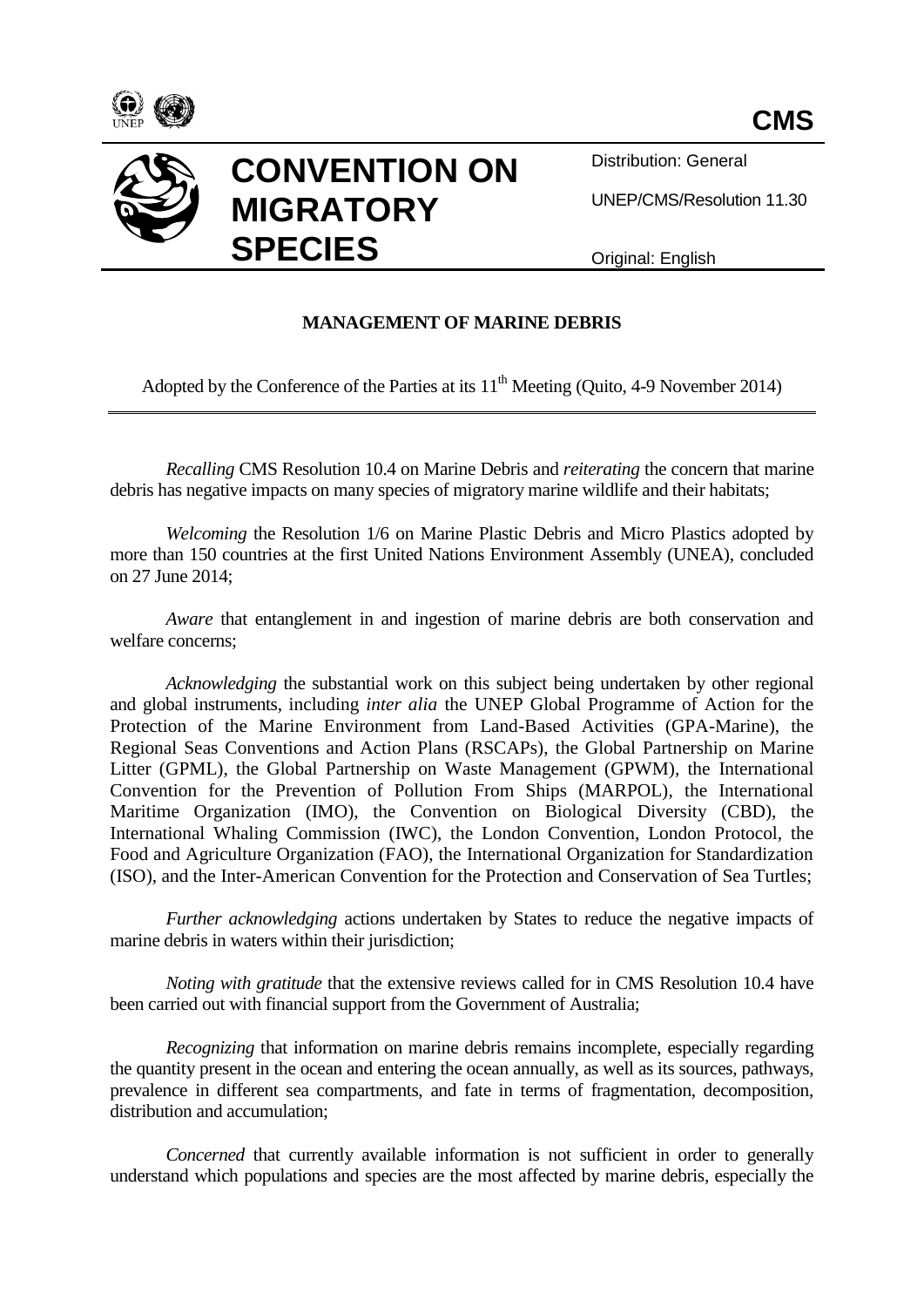CMS

# CONVENTION ON MIGRATORY SPECIES

Distribution: General

UNEP/CMS/Resolution 11.30

Original: English

## MANAGEMENT OF MARINE DEBRIS

Adopted by the Conference of the Parties at its 11th Meeting (Quito, 4-9 November 2014)

---

*Recalling* CMS Resolution 10.4 on Marine Debris and *reiterating* the concern that marine debris has negative impacts on many species of migratory marine wildlife and their habitats;

*Welcoming* the Resolution 1/6 on Marine Plastic Debris and Micro Plastics adopted by more than 150 countries at the first United Nations Environment Assembly (UNEA), concluded on 27 June 2014;

*Aware* that entanglement in and ingestion of marine debris are both conservation and welfare concerns;

*Acknowledging* the substantial work on this subject being undertaken by other regional and global instruments, including *inter alia* the UNEP Global Programme of Action for the Protection of the Marine Environment from Land-Based Activities (GPA-Marine), the Regional Seas Conventions and Action Plans (RSCAPs), the Global Partnership on Marine Litter (GPML), the Global Partnership on Waste Management (GPWM), the International Convention for the Prevention of Pollution From Ships (MARPOL), the International Maritime Organization (IMO), the Convention on Biological Diversity (CBD), the International Whaling Commission (IWC), the London Convention, London Protocol, the Food and Agriculture Organization (FAO), the International Organization for Standardization (ISO), and the Inter-American Convention for the Protection and Conservation of Sea Turtles;

*Further acknowledging* actions undertaken by States to reduce the negative impacts of marine debris in waters within their jurisdiction;

*Noting with gratitude* that the extensive reviews called for in CMS Resolution 10.4 have been carried out with financial support from the Government of Australia;

*Recognizing* that information on marine debris remains incomplete, especially regarding the quantity present in the ocean and entering the ocean annually, as well as its sources, pathways, prevalence in different sea compartments, and fate in terms of fragmentation, decomposition, distribution and accumulation;

*Concerned* that currently available information is not sufficient in order to generally understand which populations and species are the most affected by marine debris, especially the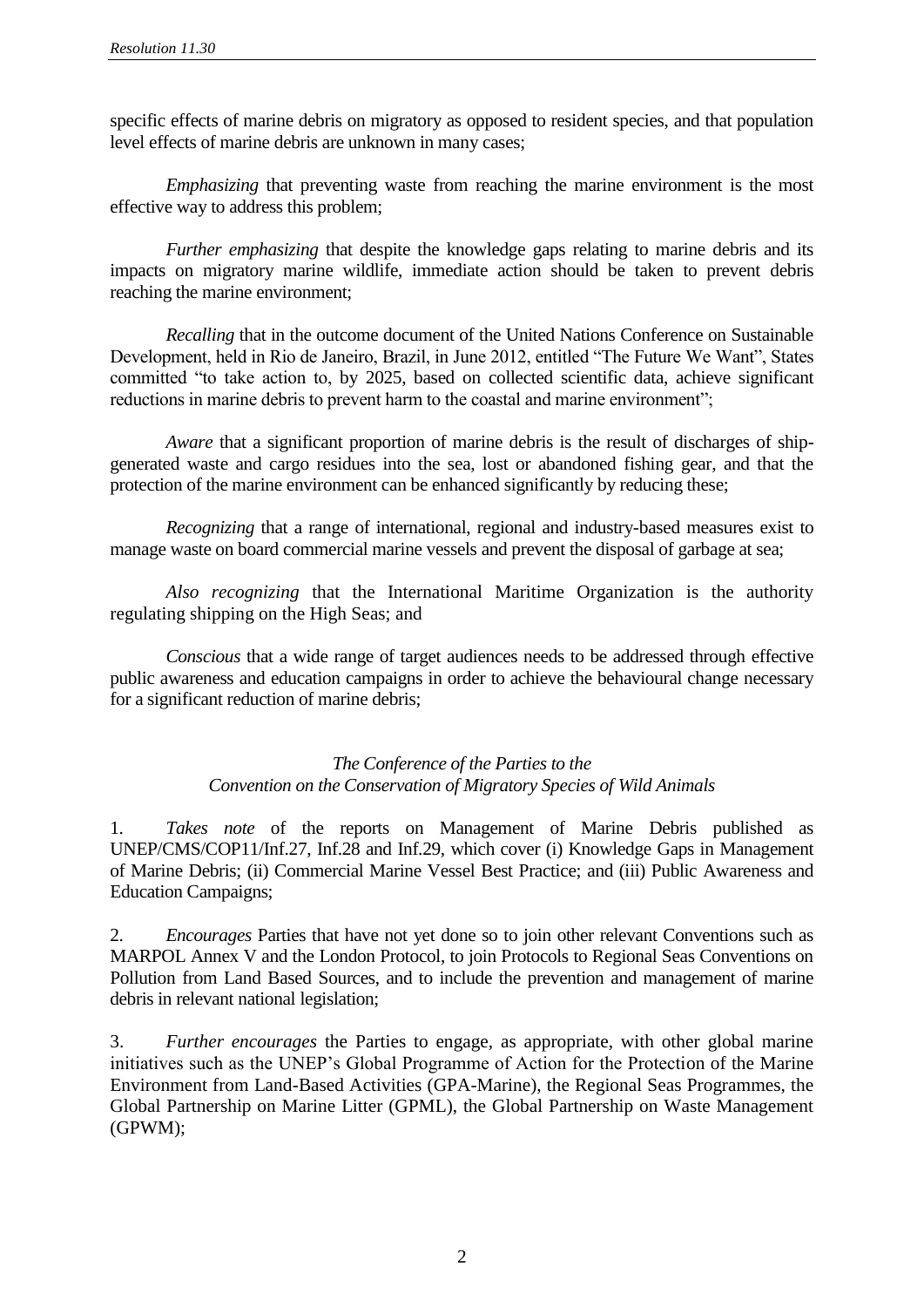specific effects of marine debris on migratory as opposed to resident species, and that population level effects of marine debris are unknown in many cases;

*Emphasizing* that preventing waste from reaching the marine environment is the most effective way to address this problem;

*Further emphasizing* that despite the knowledge gaps relating to marine debris and its impacts on migratory marine wildlife, immediate action should be taken to prevent debris reaching the marine environment;

*Recalling* that in the outcome document of the United Nations Conference on Sustainable Development, held in Rio de Janeiro, Brazil, in June 2012, entitled "The Future We Want", States committed "to take action to, by 2025, based on collected scientific data, achieve significant reductions in marine debris to prevent harm to the coastal and marine environment";

*Aware* that a significant proportion of marine debris is the result of discharges of ship-generated waste and cargo residues into the sea, lost or abandoned fishing gear, and that the protection of the marine environment can be enhanced significantly by reducing these;

*Recognizing* that a range of international, regional and industry-based measures exist to manage waste on board commercial marine vessels and prevent the disposal of garbage at sea;

*Also recognizing* that the International Maritime Organization is the authority regulating shipping on the High Seas; and

*Conscious* that a wide range of target audiences needs to be addressed through effective public awareness and education campaigns in order to achieve the behavioural change necessary for a significant reduction of marine debris;

*The Conference of the Parties to the*
*Convention on the Conservation of Migratory Species of Wild Animals*

1. *Takes note* of the reports on Management of Marine Debris published as UNEP/CMS/COP11/Inf.27, Inf.28 and Inf.29, which cover (i) Knowledge Gaps in Management of Marine Debris; (ii) Commercial Marine Vessel Best Practice; and (iii) Public Awareness and Education Campaigns;

2. *Encourages* Parties that have not yet done so to join other relevant Conventions such as MARPOL Annex V and the London Protocol, to join Protocols to Regional Seas Conventions on Pollution from Land Based Sources, and to include the prevention and management of marine debris in relevant national legislation;

3. *Further encourages* the Parties to engage, as appropriate, with other global marine initiatives such as the UNEP's Global Programme of Action for the Protection of the Marine Environment from Land-Based Activities (GPA-Marine), the Regional Seas Programmes, the Global Partnership on Marine Litter (GPML), the Global Partnership on Waste Management (GPWM);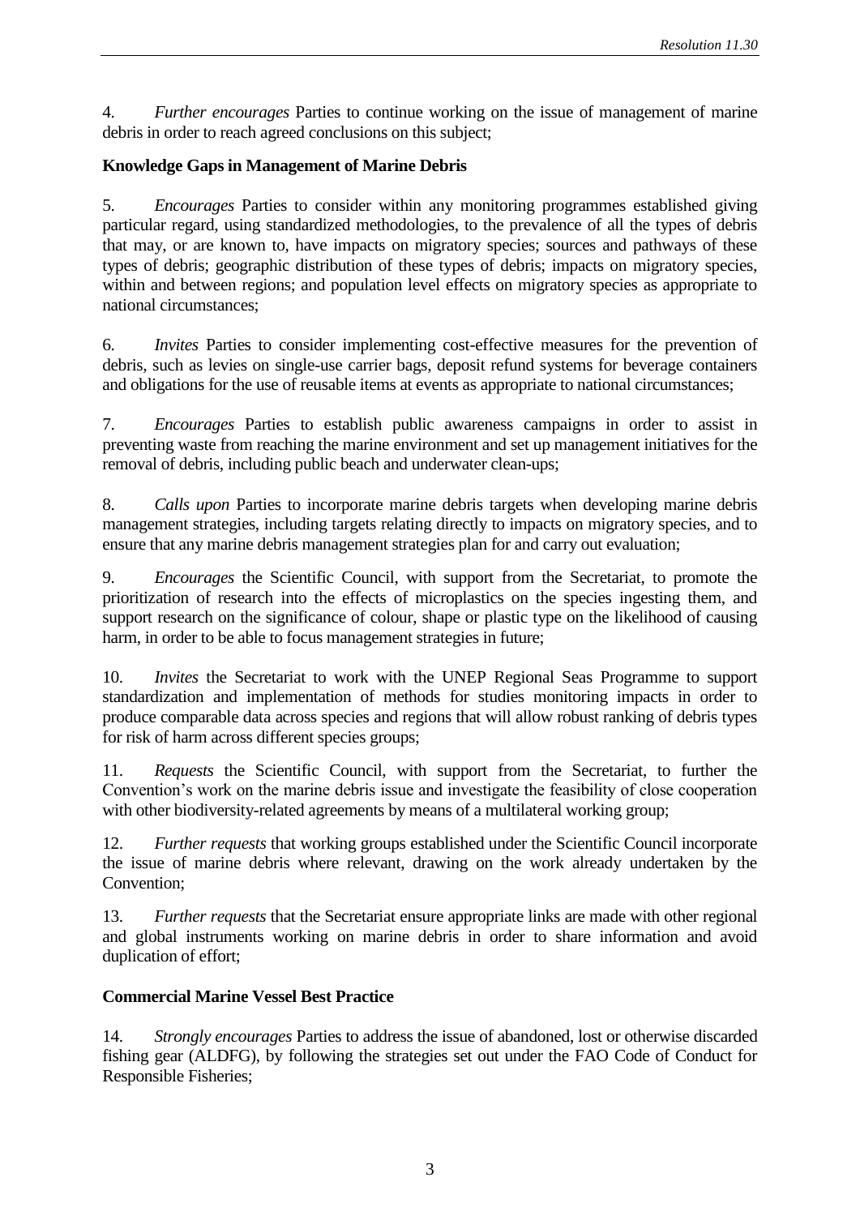4. *Further encourages* Parties to continue working on the issue of management of marine debris in order to reach agreed conclusions on this subject;

**Knowledge Gaps in Management of Marine Debris**

5. *Encourages* Parties to consider within any monitoring programmes established giving particular regard, using standardized methodologies, to the prevalence of all the types of debris that may, or are known to, have impacts on migratory species; sources and pathways of these types of debris; geographic distribution of these types of debris; impacts on migratory species, within and between regions; and population level effects on migratory species as appropriate to national circumstances;

6. *Invites* Parties to consider implementing cost-effective measures for the prevention of debris, such as levies on single-use carrier bags, deposit refund systems for beverage containers and obligations for the use of reusable items at events as appropriate to national circumstances;

7. *Encourages* Parties to establish public awareness campaigns in order to assist in preventing waste from reaching the marine environment and set up management initiatives for the removal of debris, including public beach and underwater clean-ups;

8. *Calls upon* Parties to incorporate marine debris targets when developing marine debris management strategies, including targets relating directly to impacts on migratory species, and to ensure that any marine debris management strategies plan for and carry out evaluation;

9. *Encourages* the Scientific Council, with support from the Secretariat, to promote the prioritization of research into the effects of microplastics on the species ingesting them, and support research on the significance of colour, shape or plastic type on the likelihood of causing harm, in order to be able to focus management strategies in future;

10. *Invites* the Secretariat to work with the UNEP Regional Seas Programme to support standardization and implementation of methods for studies monitoring impacts in order to produce comparable data across species and regions that will allow robust ranking of debris types for risk of harm across different species groups;

11. *Requests* the Scientific Council, with support from the Secretariat, to further the Convention's work on the marine debris issue and investigate the feasibility of close cooperation with other biodiversity-related agreements by means of a multilateral working group;

12. *Further requests* that working groups established under the Scientific Council incorporate the issue of marine debris where relevant, drawing on the work already undertaken by the Convention;

13. *Further requests* that the Secretariat ensure appropriate links are made with other regional and global instruments working on marine debris in order to share information and avoid duplication of effort;

**Commercial Marine Vessel Best Practice**

14. *Strongly encourages* Parties to address the issue of abandoned, lost or otherwise discarded fishing gear (ALDFG), by following the strategies set out under the FAO Code of Conduct for Responsible Fisheries;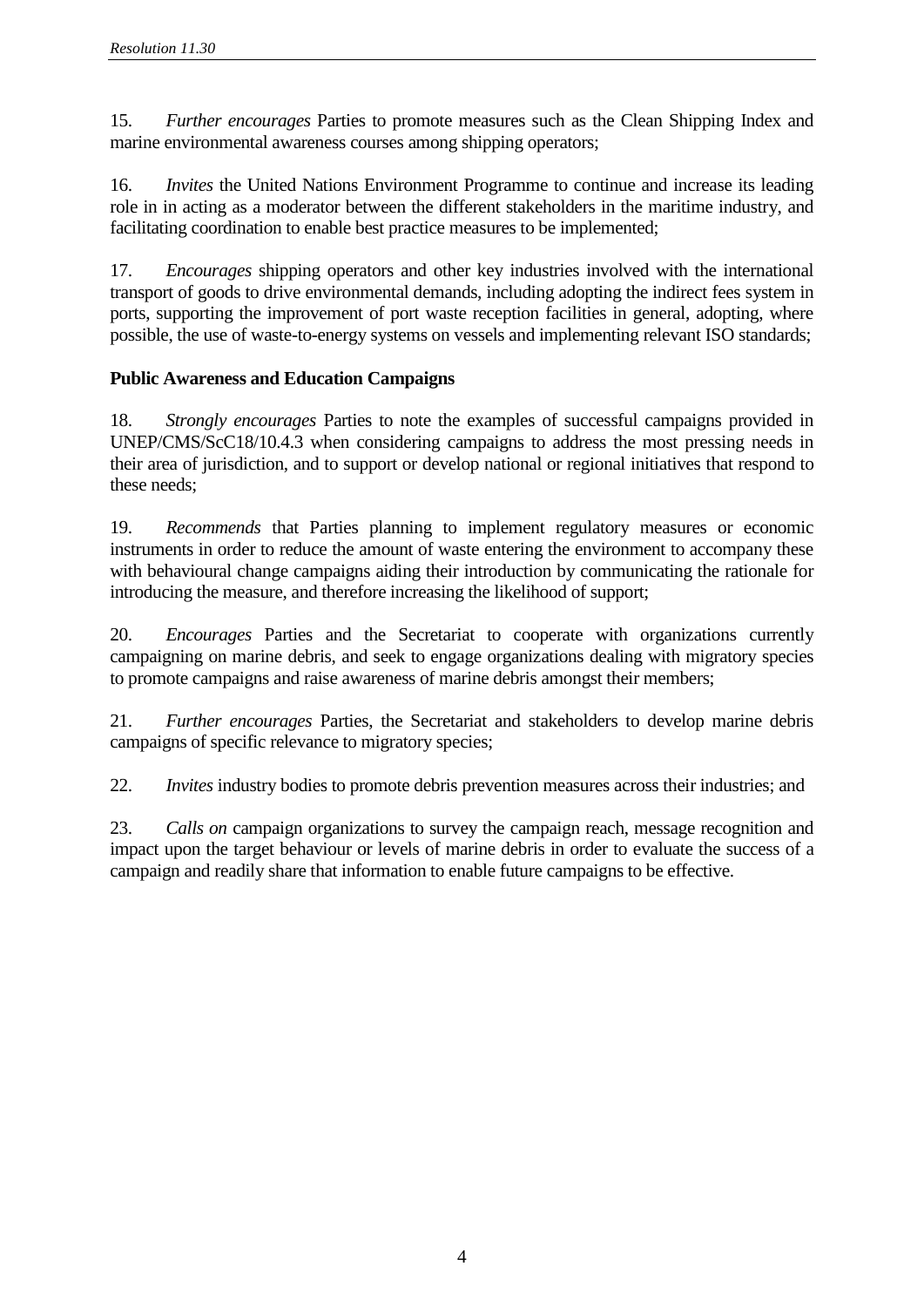15. *Further encourages* Parties to promote measures such as the Clean Shipping Index and marine environmental awareness courses among shipping operators;

16. *Invites* the United Nations Environment Programme to continue and increase its leading role in in acting as a moderator between the different stakeholders in the maritime industry, and facilitating coordination to enable best practice measures to be implemented;

17. *Encourages* shipping operators and other key industries involved with the international transport of goods to drive environmental demands, including adopting the indirect fees system in ports, supporting the improvement of port waste reception facilities in general, adopting, where possible, the use of waste-to-energy systems on vessels and implementing relevant ISO standards;

**Public Awareness and Education Campaigns**

18. *Strongly encourages* Parties to note the examples of successful campaigns provided in UNEP/CMS/ScC18/10.4.3 when considering campaigns to address the most pressing needs in their area of jurisdiction, and to support or develop national or regional initiatives that respond to these needs;

19. *Recommends* that Parties planning to implement regulatory measures or economic instruments in order to reduce the amount of waste entering the environment to accompany these with behavioural change campaigns aiding their introduction by communicating the rationale for introducing the measure, and therefore increasing the likelihood of support;

20. *Encourages* Parties and the Secretariat to cooperate with organizations currently campaigning on marine debris, and seek to engage organizations dealing with migratory species to promote campaigns and raise awareness of marine debris amongst their members;

21. *Further encourages* Parties, the Secretariat and stakeholders to develop marine debris campaigns of specific relevance to migratory species;

22. *Invites* industry bodies to promote debris prevention measures across their industries; and

23. *Calls on* campaign organizations to survey the campaign reach, message recognition and impact upon the target behaviour or levels of marine debris in order to evaluate the success of a campaign and readily share that information to enable future campaigns to be effective.